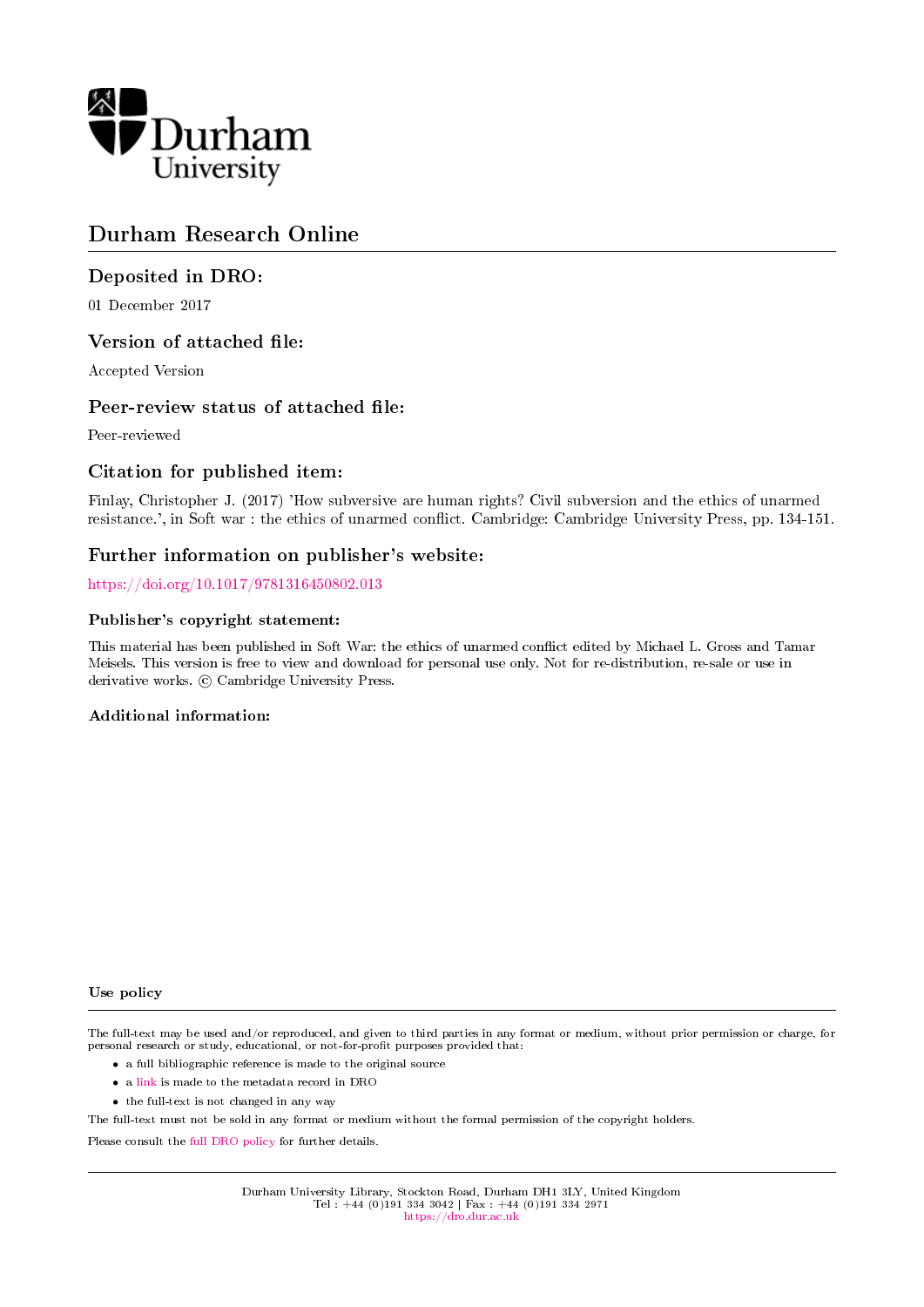Durham University

# Durham Research Online

## Deposited in DRO:

01 December 2017

## Version of attached file:

Accepted Version

## Peer-review status of attached file:

Peer-reviewed

## Citation for published item:

Finlay, Christopher J. (2017) 'How subversive are human rights? Civil subversion and the ethics of unarmed resistance.', in Soft war : the ethics of unarmed conflict. Cambridge: Cambridge University Press, pp. 134-151.

## Further information on publisher's website:

https://doi.org/10.1017/9781316450802.013

### Publisher's copyright statement:

This material has been published in Soft War: the ethics of unarmed conflict edited by Michael L. Gross and Tamar Meisels. This version is free to view and download for personal use only. Not for re-distribution, re-sale or use in derivative works. © Cambridge University Press.

### Additional information:

### Use policy

The full-text may be used and/or reproduced, and given to third parties in any format or medium, without prior permission or charge, for personal research or study, educational, or not-for-profit purposes provided that:

- a full bibliographic reference is made to the original source
- a link is made to the metadata record in DRO
- the full-text is not changed in any way

The full-text must not be sold in any format or medium without the formal permission of the copyright holders.

Please consult the full DRO policy for further details.

Durham University Library, Stockton Road, Durham DH1 3LY, United Kingdom
Tel : +44 (0)191 334 3042 | Fax : +44 (0)191 334 2971
https://dro.dur.ac.uk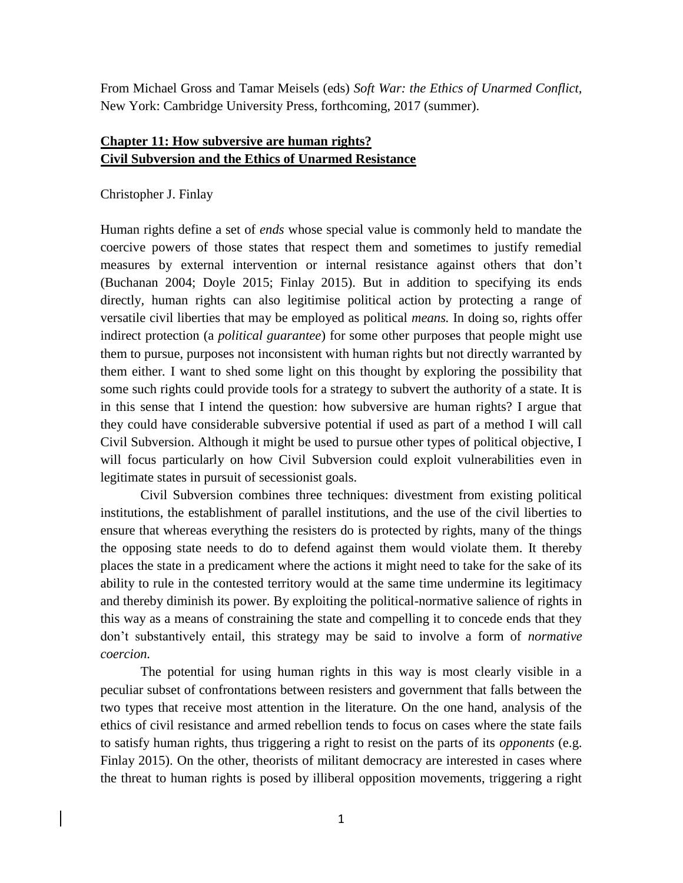From Michael Gross and Tamar Meisels (eds) *Soft War: the Ethics of Unarmed Conflict*, New York: Cambridge University Press, forthcoming, 2017 (summer).

## Chapter 11: How subversive are human rights? Civil Subversion and the Ethics of Unarmed Resistance

Christopher J. Finlay

Human rights define a set of *ends* whose special value is commonly held to mandate the coercive powers of those states that respect them and sometimes to justify remedial measures by external intervention or internal resistance against others that don't (Buchanan 2004; Doyle 2015; Finlay 2015). But in addition to specifying its ends directly, human rights can also legitimise political action by protecting a range of versatile civil liberties that may be employed as political *means.* In doing so, rights offer indirect protection (a *political guarantee*) for some other purposes that people might use them to pursue, purposes not inconsistent with human rights but not directly warranted by them either. I want to shed some light on this thought by exploring the possibility that some such rights could provide tools for a strategy to subvert the authority of a state. It is in this sense that I intend the question: how subversive are human rights? I argue that they could have considerable subversive potential if used as part of a method I will call Civil Subversion. Although it might be used to pursue other types of political objective, I will focus particularly on how Civil Subversion could exploit vulnerabilities even in legitimate states in pursuit of secessionist goals.

Civil Subversion combines three techniques: divestment from existing political institutions, the establishment of parallel institutions, and the use of the civil liberties to ensure that whereas everything the resisters do is protected by rights, many of the things the opposing state needs to do to defend against them would violate them. It thereby places the state in a predicament where the actions it might need to take for the sake of its ability to rule in the contested territory would at the same time undermine its legitimacy and thereby diminish its power. By exploiting the political-normative salience of rights in this way as a means of constraining the state and compelling it to concede ends that they don't substantively entail, this strategy may be said to involve a form of *normative coercion.*

The potential for using human rights in this way is most clearly visible in a peculiar subset of confrontations between resisters and government that falls between the two types that receive most attention in the literature. On the one hand, analysis of the ethics of civil resistance and armed rebellion tends to focus on cases where the state fails to satisfy human rights, thus triggering a right to resist on the parts of its *opponents* (e.g. Finlay 2015). On the other, theorists of militant democracy are interested in cases where the threat to human rights is posed by illiberal opposition movements, triggering a right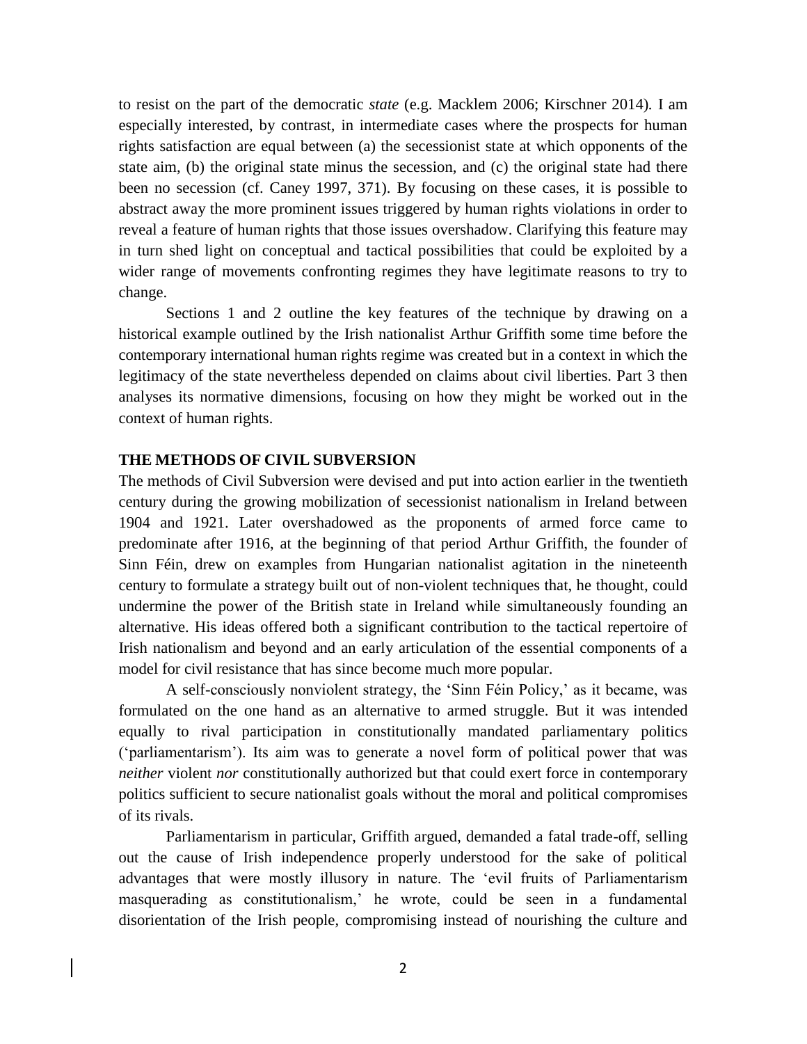to resist on the part of the democratic *state* (e.g. Macklem 2006; Kirschner 2014). I am especially interested, by contrast, in intermediate cases where the prospects for human rights satisfaction are equal between (a) the secessionist state at which opponents of the state aim, (b) the original state minus the secession, and (c) the original state had there been no secession (cf. Caney 1997, 371). By focusing on these cases, it is possible to abstract away the more prominent issues triggered by human rights violations in order to reveal a feature of human rights that those issues overshadow. Clarifying this feature may in turn shed light on conceptual and tactical possibilities that could be exploited by a wider range of movements confronting regimes they have legitimate reasons to try to change.

Sections 1 and 2 outline the key features of the technique by drawing on a historical example outlined by the Irish nationalist Arthur Griffith some time before the contemporary international human rights regime was created but in a context in which the legitimacy of the state nevertheless depended on claims about civil liberties. Part 3 then analyses its normative dimensions, focusing on how they might be worked out in the context of human rights.

## THE METHODS OF CIVIL SUBVERSION

The methods of Civil Subversion were devised and put into action earlier in the twentieth century during the growing mobilization of secessionist nationalism in Ireland between 1904 and 1921. Later overshadowed as the proponents of armed force came to predominate after 1916, at the beginning of that period Arthur Griffith, the founder of Sinn Féin, drew on examples from Hungarian nationalist agitation in the nineteenth century to formulate a strategy built out of non-violent techniques that, he thought, could undermine the power of the British state in Ireland while simultaneously founding an alternative. His ideas offered both a significant contribution to the tactical repertoire of Irish nationalism and beyond and an early articulation of the essential components of a model for civil resistance that has since become much more popular.

A self-consciously nonviolent strategy, the 'Sinn Féin Policy,' as it became, was formulated on the one hand as an alternative to armed struggle. But it was intended equally to rival participation in constitutionally mandated parliamentary politics ('parliamentarism'). Its aim was to generate a novel form of political power that was *neither* violent *nor* constitutionally authorized but that could exert force in contemporary politics sufficient to secure nationalist goals without the moral and political compromises of its rivals.

Parliamentarism in particular, Griffith argued, demanded a fatal trade-off, selling out the cause of Irish independence properly understood for the sake of political advantages that were mostly illusory in nature. The 'evil fruits of Parliamentarism masquerading as constitutionalism,' he wrote, could be seen in a fundamental disorientation of the Irish people, compromising instead of nourishing the culture and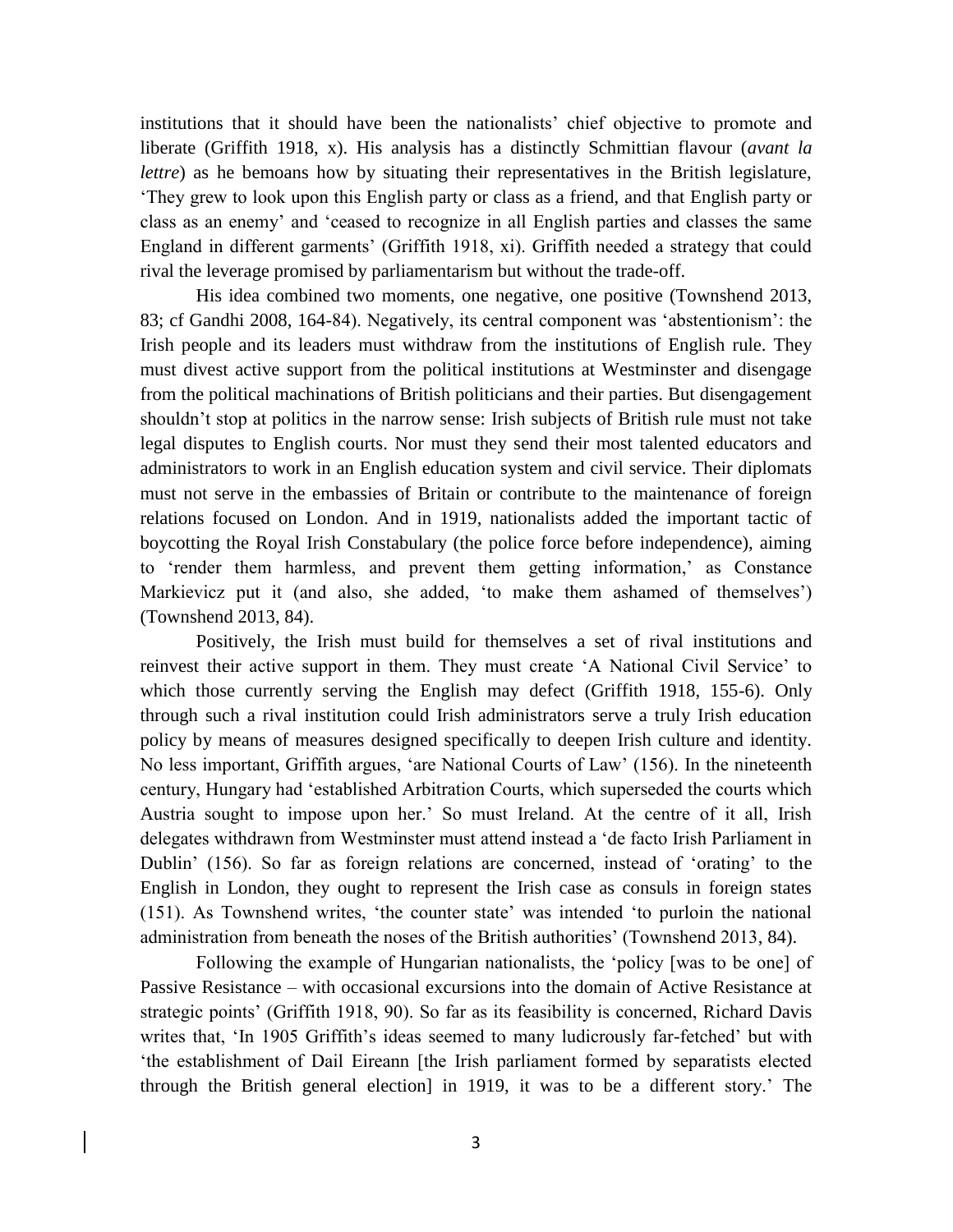institutions that it should have been the nationalists' chief objective to promote and liberate (Griffith 1918, x). His analysis has a distinctly Schmittian flavour (*avant la lettre*) as he bemoans how by situating their representatives in the British legislature, 'They grew to look upon this English party or class as a friend, and that English party or class as an enemy' and 'ceased to recognize in all English parties and classes the same England in different garments' (Griffith 1918, xi). Griffith needed a strategy that could rival the leverage promised by parliamentarism but without the trade-off.

His idea combined two moments, one negative, one positive (Townshend 2013, 83; cf Gandhi 2008, 164-84). Negatively, its central component was 'abstentionism': the Irish people and its leaders must withdraw from the institutions of English rule. They must divest active support from the political institutions at Westminster and disengage from the political machinations of British politicians and their parties. But disengagement shouldn't stop at politics in the narrow sense: Irish subjects of British rule must not take legal disputes to English courts. Nor must they send their most talented educators and administrators to work in an English education system and civil service. Their diplomats must not serve in the embassies of Britain or contribute to the maintenance of foreign relations focused on London. And in 1919, nationalists added the important tactic of boycotting the Royal Irish Constabulary (the police force before independence), aiming to 'render them harmless, and prevent them getting information,' as Constance Markievicz put it (and also, she added, 'to make them ashamed of themselves') (Townshend 2013, 84).

Positively, the Irish must build for themselves a set of rival institutions and reinvest their active support in them. They must create 'A National Civil Service' to which those currently serving the English may defect (Griffith 1918, 155-6). Only through such a rival institution could Irish administrators serve a truly Irish education policy by means of measures designed specifically to deepen Irish culture and identity. No less important, Griffith argues, 'are National Courts of Law' (156). In the nineteenth century, Hungary had 'established Arbitration Courts, which superseded the courts which Austria sought to impose upon her.' So must Ireland. At the centre of it all, Irish delegates withdrawn from Westminster must attend instead a 'de facto Irish Parliament in Dublin' (156). So far as foreign relations are concerned, instead of 'orating' to the English in London, they ought to represent the Irish case as consuls in foreign states (151). As Townshend writes, 'the counter state' was intended 'to purloin the national administration from beneath the noses of the British authorities' (Townshend 2013, 84).

Following the example of Hungarian nationalists, the 'policy [was to be one] of Passive Resistance – with occasional excursions into the domain of Active Resistance at strategic points' (Griffith 1918, 90). So far as its feasibility is concerned, Richard Davis writes that, 'In 1905 Griffith's ideas seemed to many ludicrously far-fetched' but with 'the establishment of Dail Eireann [the Irish parliament formed by separatists elected through the British general election] in 1919, it was to be a different story.' The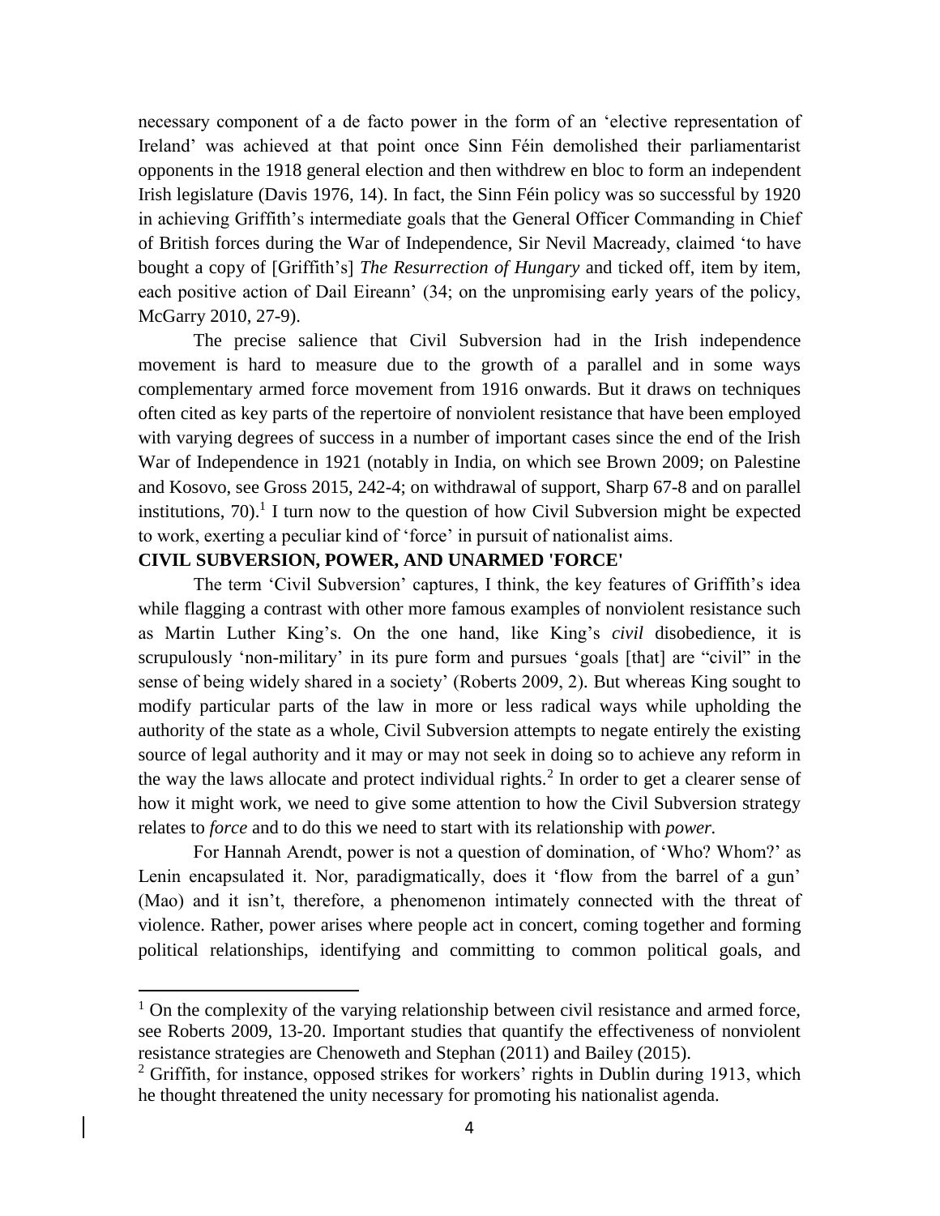necessary component of a de facto power in the form of an 'elective representation of Ireland' was achieved at that point once Sinn Féin demolished their parliamentarist opponents in the 1918 general election and then withdrew en bloc to form an independent Irish legislature (Davis 1976, 14). In fact, the Sinn Féin policy was so successful by 1920 in achieving Griffith's intermediate goals that the General Officer Commanding in Chief of British forces during the War of Independence, Sir Nevil Macready, claimed 'to have bought a copy of [Griffith's] *The Resurrection of Hungary* and ticked off, item by item, each positive action of Dail Eireann' (34; on the unpromising early years of the policy, McGarry 2010, 27-9).

The precise salience that Civil Subversion had in the Irish independence movement is hard to measure due to the growth of a parallel and in some ways complementary armed force movement from 1916 onwards. But it draws on techniques often cited as key parts of the repertoire of nonviolent resistance that have been employed with varying degrees of success in a number of important cases since the end of the Irish War of Independence in 1921 (notably in India, on which see Brown 2009; on Palestine and Kosovo, see Gross 2015, 242-4; on withdrawal of support, Sharp 67-8 and on parallel institutions, 70).[1] I turn now to the question of how Civil Subversion might be expected to work, exerting a peculiar kind of 'force' in pursuit of nationalist aims.

**CIVIL SUBVERSION, POWER, AND UNARMED 'FORCE'**

The term 'Civil Subversion' captures, I think, the key features of Griffith's idea while flagging a contrast with other more famous examples of nonviolent resistance such as Martin Luther King's. On the one hand, like King's *civil* disobedience, it is scrupulously 'non-military' in its pure form and pursues 'goals [that] are "civil" in the sense of being widely shared in a society' (Roberts 2009, 2). But whereas King sought to modify particular parts of the law in more or less radical ways while upholding the authority of the state as a whole, Civil Subversion attempts to negate entirely the existing source of legal authority and it may or may not seek in doing so to achieve any reform in the way the laws allocate and protect individual rights.[2] In order to get a clearer sense of how it might work, we need to give some attention to how the Civil Subversion strategy relates to *force* and to do this we need to start with its relationship with *power.*

For Hannah Arendt, power is not a question of domination, of 'Who? Whom?' as Lenin encapsulated it. Nor, paradigmatically, does it 'flow from the barrel of a gun' (Mao) and it isn't, therefore, a phenomenon intimately connected with the threat of violence. Rather, power arises where people act in concert, coming together and forming political relationships, identifying and committing to common political goals, and

---

[1] On the complexity of the varying relationship between civil resistance and armed force, see Roberts 2009, 13-20. Important studies that quantify the effectiveness of nonviolent resistance strategies are Chenoweth and Stephan (2011) and Bailey (2015).

[2] Griffith, for instance, opposed strikes for workers' rights in Dublin during 1913, which he thought threatened the unity necessary for promoting his nationalist agenda.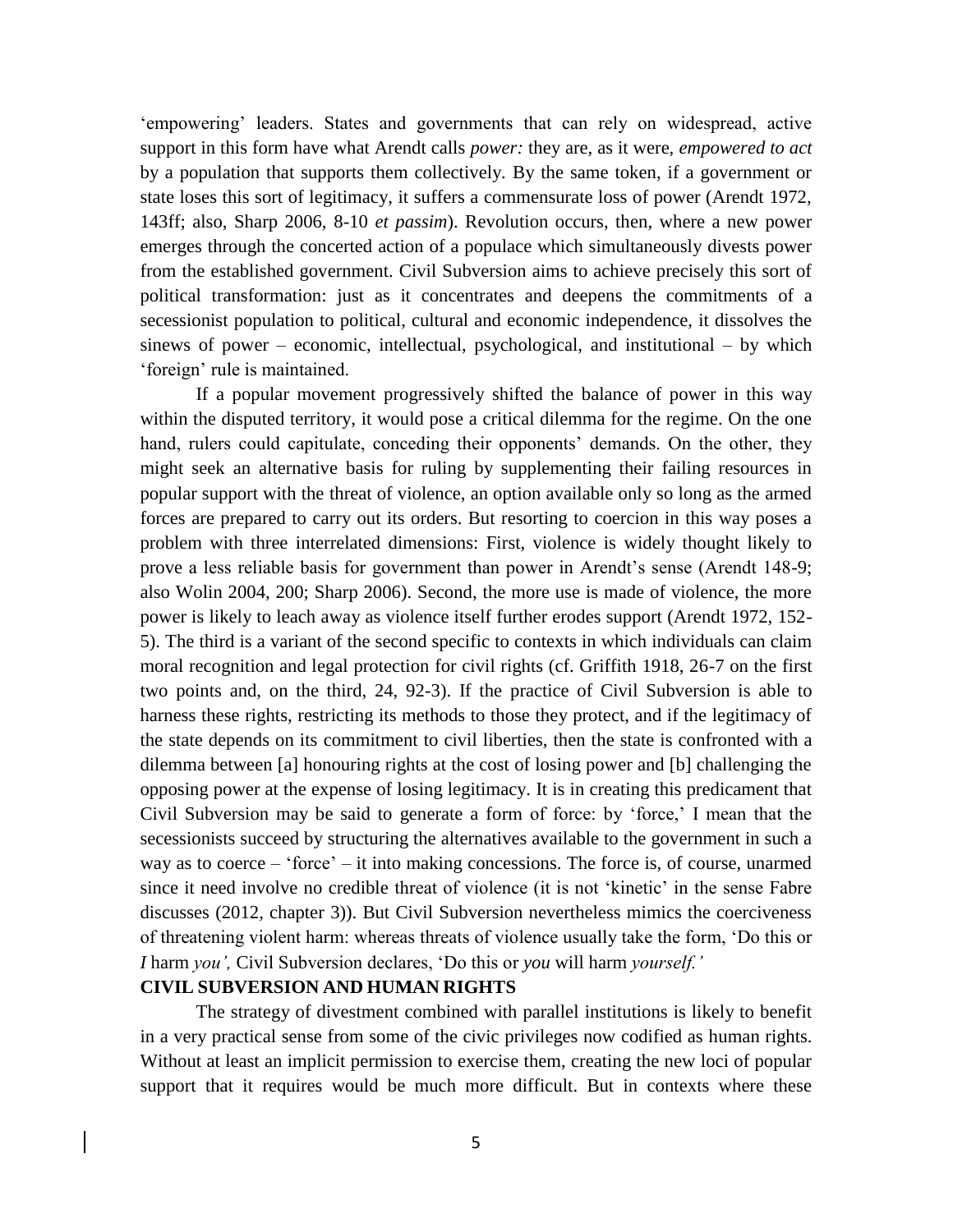'empowering' leaders. States and governments that can rely on widespread, active support in this form have what Arendt calls *power:* they are, as it were, *empowered to act* by a population that supports them collectively. By the same token, if a government or state loses this sort of legitimacy, it suffers a commensurate loss of power (Arendt 1972, 143ff; also, Sharp 2006, 8-10 *et passim*). Revolution occurs, then, where a new power emerges through the concerted action of a populace which simultaneously divests power from the established government. Civil Subversion aims to achieve precisely this sort of political transformation: just as it concentrates and deepens the commitments of a secessionist population to political, cultural and economic independence, it dissolves the sinews of power – economic, intellectual, psychological, and institutional – by which 'foreign' rule is maintained.

If a popular movement progressively shifted the balance of power in this way within the disputed territory, it would pose a critical dilemma for the regime. On the one hand, rulers could capitulate, conceding their opponents' demands. On the other, they might seek an alternative basis for ruling by supplementing their failing resources in popular support with the threat of violence, an option available only so long as the armed forces are prepared to carry out its orders. But resorting to coercion in this way poses a problem with three interrelated dimensions: First, violence is widely thought likely to prove a less reliable basis for government than power in Arendt's sense (Arendt 148-9; also Wolin 2004, 200; Sharp 2006). Second, the more use is made of violence, the more power is likely to leach away as violence itself further erodes support (Arendt 1972, 152-5). The third is a variant of the second specific to contexts in which individuals can claim moral recognition and legal protection for civil rights (cf. Griffith 1918, 26-7 on the first two points and, on the third, 24, 92-3). If the practice of Civil Subversion is able to harness these rights, restricting its methods to those they protect, and if the legitimacy of the state depends on its commitment to civil liberties, then the state is confronted with a dilemma between [a] honouring rights at the cost of losing power and [b] challenging the opposing power at the expense of losing legitimacy. It is in creating this predicament that Civil Subversion may be said to generate a form of force: by 'force,' I mean that the secessionists succeed by structuring the alternatives available to the government in such a way as to coerce – 'force' – it into making concessions. The force is, of course, unarmed since it need involve no credible threat of violence (it is not 'kinetic' in the sense Fabre discusses (2012, chapter 3)). But Civil Subversion nevertheless mimics the coerciveness of threatening violent harm: whereas threats of violence usually take the form, 'Do this or *I* harm *you',* Civil Subversion declares, 'Do this or *you* will harm *yourself.'*

## CIVIL SUBVERSION AND HUMAN RIGHTS

The strategy of divestment combined with parallel institutions is likely to benefit in a very practical sense from some of the civic privileges now codified as human rights. Without at least an implicit permission to exercise them, creating the new loci of popular support that it requires would be much more difficult. But in contexts where these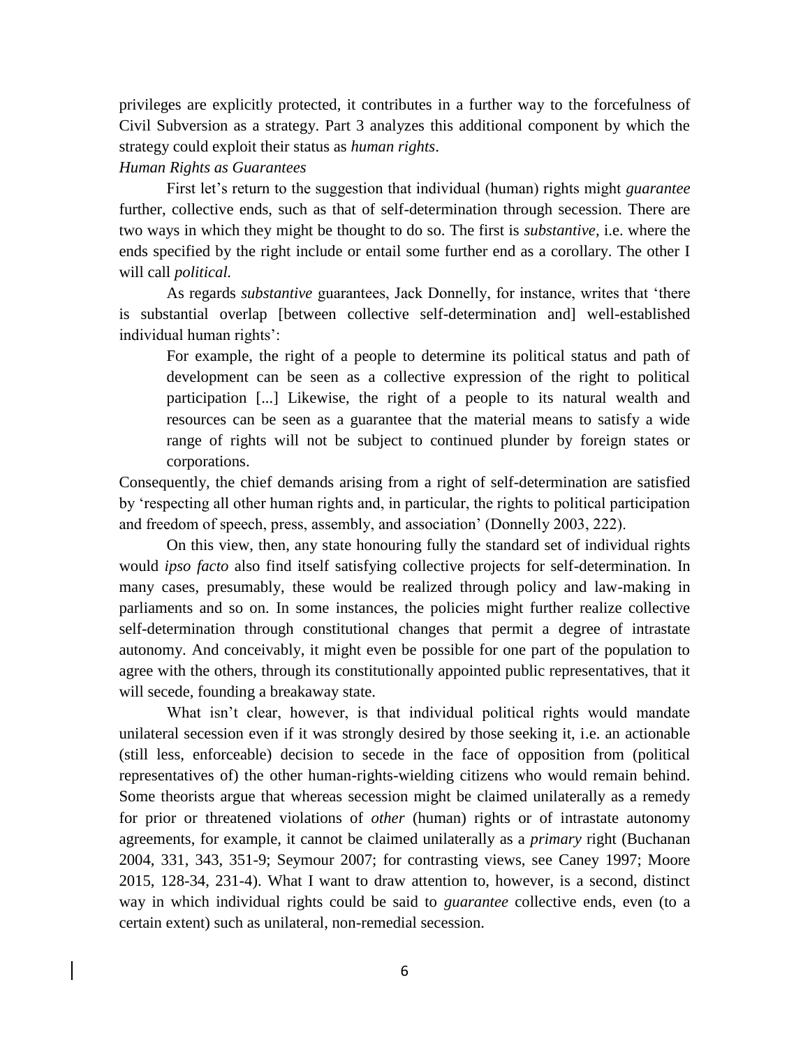privileges are explicitly protected, it contributes in a further way to the forcefulness of Civil Subversion as a strategy. Part 3 analyzes this additional component by which the strategy could exploit their status as *human rights*.

### *Human Rights as Guarantees*

First let's return to the suggestion that individual (human) rights might *guarantee* further, collective ends, such as that of self-determination through secession. There are two ways in which they might be thought to do so. The first is *substantive,* i.e. where the ends specified by the right include or entail some further end as a corollary. The other I will call *political.*

As regards *substantive* guarantees, Jack Donnelly, for instance, writes that 'there is substantial overlap [between collective self-determination and] well-established individual human rights':

> For example, the right of a people to determine its political status and path of development can be seen as a collective expression of the right to political participation [...] Likewise, the right of a people to its natural wealth and resources can be seen as a guarantee that the material means to satisfy a wide range of rights will not be subject to continued plunder by foreign states or corporations.

Consequently, the chief demands arising from a right of self-determination are satisfied by 'respecting all other human rights and, in particular, the rights to political participation and freedom of speech, press, assembly, and association' (Donnelly 2003, 222).

On this view, then, any state honouring fully the standard set of individual rights would *ipso facto* also find itself satisfying collective projects for self-determination. In many cases, presumably, these would be realized through policy and law-making in parliaments and so on. In some instances, the policies might further realize collective self-determination through constitutional changes that permit a degree of intrastate autonomy. And conceivably, it might even be possible for one part of the population to agree with the others, through its constitutionally appointed public representatives, that it will secede, founding a breakaway state.

What isn't clear, however, is that individual political rights would mandate unilateral secession even if it was strongly desired by those seeking it, i.e. an actionable (still less, enforceable) decision to secede in the face of opposition from (political representatives of) the other human-rights-wielding citizens who would remain behind. Some theorists argue that whereas secession might be claimed unilaterally as a remedy for prior or threatened violations of *other* (human) rights or of intrastate autonomy agreements, for example, it cannot be claimed unilaterally as a *primary* right (Buchanan 2004, 331, 343, 351-9; Seymour 2007; for contrasting views, see Caney 1997; Moore 2015, 128-34, 231-4). What I want to draw attention to, however, is a second, distinct way in which individual rights could be said to *guarantee* collective ends, even (to a certain extent) such as unilateral, non-remedial secession.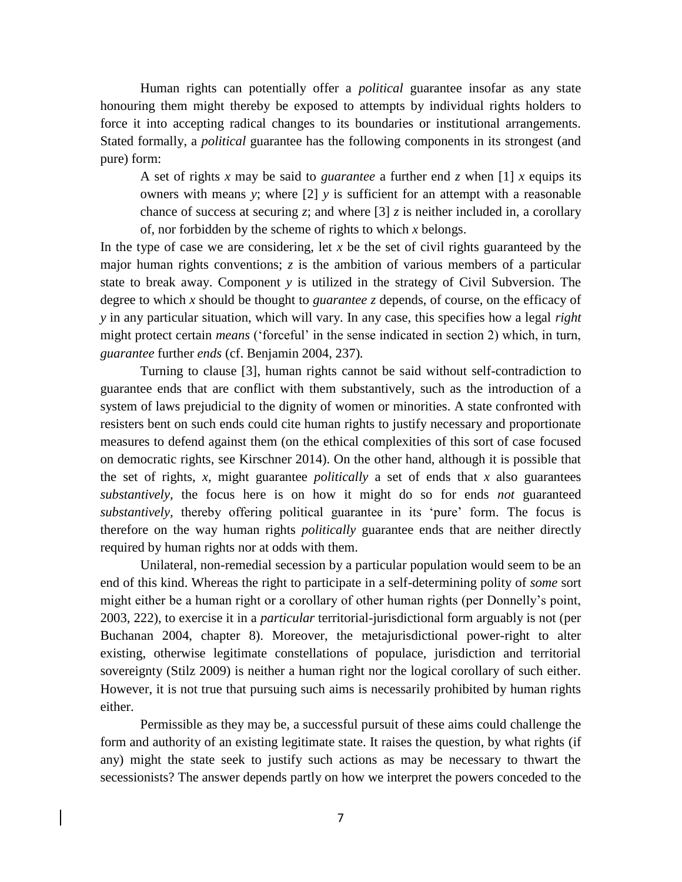Human rights can potentially offer a *political* guarantee insofar as any state honouring them might thereby be exposed to attempts by individual rights holders to force it into accepting radical changes to its boundaries or institutional arrangements. Stated formally, a *political* guarantee has the following components in its strongest (and pure) form:

> A set of rights *x* may be said to *guarantee* a further end *z* when [1] *x* equips its owners with means *y*; where [2] *y* is sufficient for an attempt with a reasonable chance of success at securing *z*; and where [3] *z* is neither included in, a corollary of, nor forbidden by the scheme of rights to which *x* belongs.

In the type of case we are considering, let *x* be the set of civil rights guaranteed by the major human rights conventions; *z* is the ambition of various members of a particular state to break away. Component *y* is utilized in the strategy of Civil Subversion. The degree to which *x* should be thought to *guarantee z* depends, of course, on the efficacy of *y* in any particular situation, which will vary. In any case, this specifies how a legal *right* might protect certain *means* ('forceful' in the sense indicated in section 2) which, in turn, *guarantee* further *ends* (cf. Benjamin 2004, 237).

Turning to clause [3], human rights cannot be said without self-contradiction to guarantee ends that are conflict with them substantively, such as the introduction of a system of laws prejudicial to the dignity of women or minorities. A state confronted with resisters bent on such ends could cite human rights to justify necessary and proportionate measures to defend against them (on the ethical complexities of this sort of case focused on democratic rights, see Kirschner 2014). On the other hand, although it is possible that the set of rights, *x*, might guarantee *politically* a set of ends that *x* also guarantees *substantively*, the focus here is on how it might do so for ends *not* guaranteed *substantively*, thereby offering political guarantee in its 'pure' form. The focus is therefore on the way human rights *politically* guarantee ends that are neither directly required by human rights nor at odds with them.

Unilateral, non-remedial secession by a particular population would seem to be an end of this kind. Whereas the right to participate in a self-determining polity of *some* sort might either be a human right or a corollary of other human rights (per Donnelly's point, 2003, 222), to exercise it in a *particular* territorial-jurisdictional form arguably is not (per Buchanan 2004, chapter 8). Moreover, the metajurisdictional power-right to alter existing, otherwise legitimate constellations of populace, jurisdiction and territorial sovereignty (Stilz 2009) is neither a human right nor the logical corollary of such either. However, it is not true that pursuing such aims is necessarily prohibited by human rights either.

Permissible as they may be, a successful pursuit of these aims could challenge the form and authority of an existing legitimate state. It raises the question, by what rights (if any) might the state seek to justify such actions as may be necessary to thwart the secessionists? The answer depends partly on how we interpret the powers conceded to the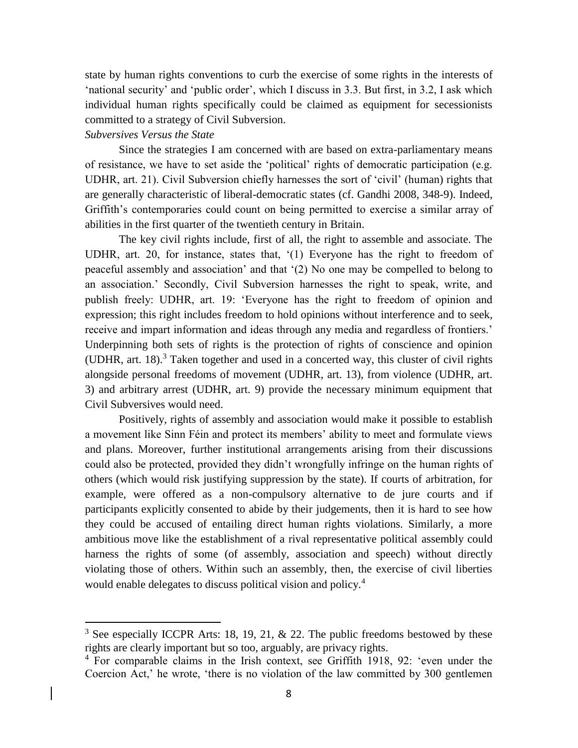state by human rights conventions to curb the exercise of some rights in the interests of 'national security' and 'public order', which I discuss in 3.3. But first, in 3.2, I ask which individual human rights specifically could be claimed as equipment for secessionists committed to a strategy of Civil Subversion.

*Subversives Versus the State*

Since the strategies I am concerned with are based on extra-parliamentary means of resistance, we have to set aside the 'political' rights of democratic participation (e.g. UDHR, art. 21). Civil Subversion chiefly harnesses the sort of 'civil' (human) rights that are generally characteristic of liberal-democratic states (cf. Gandhi 2008, 348-9). Indeed, Griffith's contemporaries could count on being permitted to exercise a similar array of abilities in the first quarter of the twentieth century in Britain.

The key civil rights include, first of all, the right to assemble and associate. The UDHR, art. 20, for instance, states that, '(1) Everyone has the right to freedom of peaceful assembly and association' and that '(2) No one may be compelled to belong to an association.' Secondly, Civil Subversion harnesses the right to speak, write, and publish freely: UDHR, art. 19: 'Everyone has the right to freedom of opinion and expression; this right includes freedom to hold opinions without interference and to seek, receive and impart information and ideas through any media and regardless of frontiers.' Underpinning both sets of rights is the protection of rights of conscience and opinion (UDHR, art. 18).[3] Taken together and used in a concerted way, this cluster of civil rights alongside personal freedoms of movement (UDHR, art. 13), from violence (UDHR, art. 3) and arbitrary arrest (UDHR, art. 9) provide the necessary minimum equipment that Civil Subversives would need.

Positively, rights of assembly and association would make it possible to establish a movement like Sinn Féin and protect its members' ability to meet and formulate views and plans. Moreover, further institutional arrangements arising from their discussions could also be protected, provided they didn't wrongfully infringe on the human rights of others (which would risk justifying suppression by the state). If courts of arbitration, for example, were offered as a non-compulsory alternative to de jure courts and if participants explicitly consented to abide by their judgements, then it is hard to see how they could be accused of entailing direct human rights violations. Similarly, a more ambitious move like the establishment of a rival representative political assembly could harness the rights of some (of assembly, association and speech) without directly violating those of others. Within such an assembly, then, the exercise of civil liberties would enable delegates to discuss political vision and policy.[4]

---

[3] See especially ICCPR Arts: 18, 19, 21, & 22. The public freedoms bestowed by these rights are clearly important but so too, arguably, are privacy rights.

[4] For comparable claims in the Irish context, see Griffith 1918, 92: 'even under the Coercion Act,' he wrote, 'there is no violation of the law committed by 300 gentlemen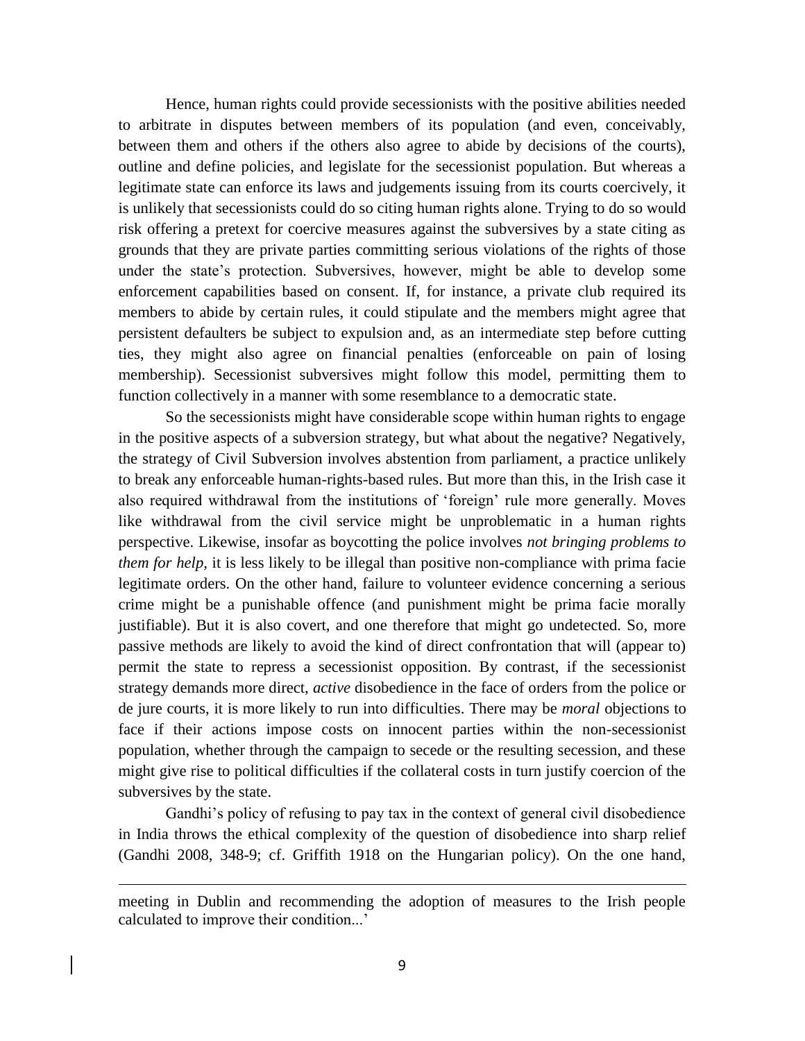Hence, human rights could provide secessionists with the positive abilities needed to arbitrate in disputes between members of its population (and even, conceivably, between them and others if the others also agree to abide by decisions of the courts), outline and define policies, and legislate for the secessionist population. But whereas a legitimate state can enforce its laws and judgements issuing from its courts coercively, it is unlikely that secessionists could do so citing human rights alone. Trying to do so would risk offering a pretext for coercive measures against the subversives by a state citing as grounds that they are private parties committing serious violations of the rights of those under the state's protection. Subversives, however, might be able to develop some enforcement capabilities based on consent. If, for instance, a private club required its members to abide by certain rules, it could stipulate and the members might agree that persistent defaulters be subject to expulsion and, as an intermediate step before cutting ties, they might also agree on financial penalties (enforceable on pain of losing membership). Secessionist subversives might follow this model, permitting them to function collectively in a manner with some resemblance to a democratic state.

So the secessionists might have considerable scope within human rights to engage in the positive aspects of a subversion strategy, but what about the negative? Negatively, the strategy of Civil Subversion involves abstention from parliament, a practice unlikely to break any enforceable human-rights-based rules. But more than this, in the Irish case it also required withdrawal from the institutions of 'foreign' rule more generally. Moves like withdrawal from the civil service might be unproblematic in a human rights perspective. Likewise, insofar as boycotting the police involves *not bringing problems to them for help,* it is less likely to be illegal than positive non-compliance with prima facie legitimate orders. On the other hand, failure to volunteer evidence concerning a serious crime might be a punishable offence (and punishment might be prima facie morally justifiable). But it is also covert, and one therefore that might go undetected. So, more passive methods are likely to avoid the kind of direct confrontation that will (appear to) permit the state to repress a secessionist opposition. By contrast, if the secessionist strategy demands more direct, *active* disobedience in the face of orders from the police or de jure courts, it is more likely to run into difficulties. There may be *moral* objections to face if their actions impose costs on innocent parties within the non-secessionist population, whether through the campaign to secede or the resulting secession, and these might give rise to political difficulties if the collateral costs in turn justify coercion of the subversives by the state.

Gandhi's policy of refusing to pay tax in the context of general civil disobedience in India throws the ethical complexity of the question of disobedience into sharp relief (Gandhi 2008, 348-9; cf. Griffith 1918 on the Hungarian policy). On the one hand,

---

meeting in Dublin and recommending the adoption of measures to the Irish people calculated to improve their condition...'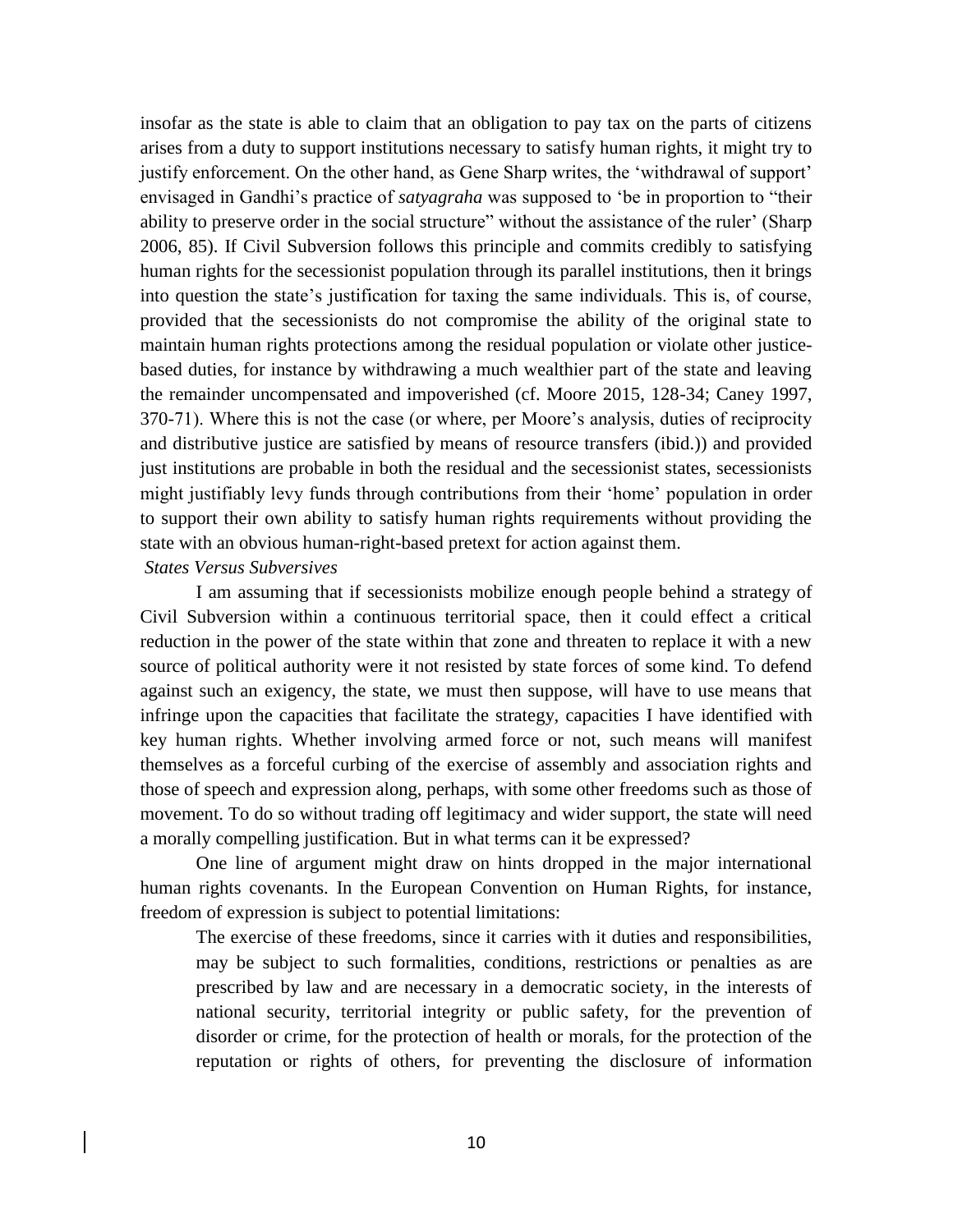insofar as the state is able to claim that an obligation to pay tax on the parts of citizens arises from a duty to support institutions necessary to satisfy human rights, it might try to justify enforcement. On the other hand, as Gene Sharp writes, the 'withdrawal of support' envisaged in Gandhi's practice of *satyagraha* was supposed to 'be in proportion to "their ability to preserve order in the social structure" without the assistance of the ruler' (Sharp 2006, 85). If Civil Subversion follows this principle and commits credibly to satisfying human rights for the secessionist population through its parallel institutions, then it brings into question the state's justification for taxing the same individuals. This is, of course, provided that the secessionists do not compromise the ability of the original state to maintain human rights protections among the residual population or violate other justice-based duties, for instance by withdrawing a much wealthier part of the state and leaving the remainder uncompensated and impoverished (cf. Moore 2015, 128-34; Caney 1997, 370-71). Where this is not the case (or where, per Moore's analysis, duties of reciprocity and distributive justice are satisfied by means of resource transfers (ibid.)) and provided just institutions are probable in both the residual and the secessionist states, secessionists might justifiably levy funds through contributions from their 'home' population in order to support their own ability to satisfy human rights requirements without providing the state with an obvious human-right-based pretext for action against them.

*States Versus Subversives*

I am assuming that if secessionists mobilize enough people behind a strategy of Civil Subversion within a continuous territorial space, then it could effect a critical reduction in the power of the state within that zone and threaten to replace it with a new source of political authority were it not resisted by state forces of some kind. To defend against such an exigency, the state, we must then suppose, will have to use means that infringe upon the capacities that facilitate the strategy, capacities I have identified with key human rights. Whether involving armed force or not, such means will manifest themselves as a forceful curbing of the exercise of assembly and association rights and those of speech and expression along, perhaps, with some other freedoms such as those of movement. To do so without trading off legitimacy and wider support, the state will need a morally compelling justification. But in what terms can it be expressed?

One line of argument might draw on hints dropped in the major international human rights covenants. In the European Convention on Human Rights, for instance, freedom of expression is subject to potential limitations:

> The exercise of these freedoms, since it carries with it duties and responsibilities, may be subject to such formalities, conditions, restrictions or penalties as are prescribed by law and are necessary in a democratic society, in the interests of national security, territorial integrity or public safety, for the prevention of disorder or crime, for the protection of health or morals, for the protection of the reputation or rights of others, for preventing the disclosure of information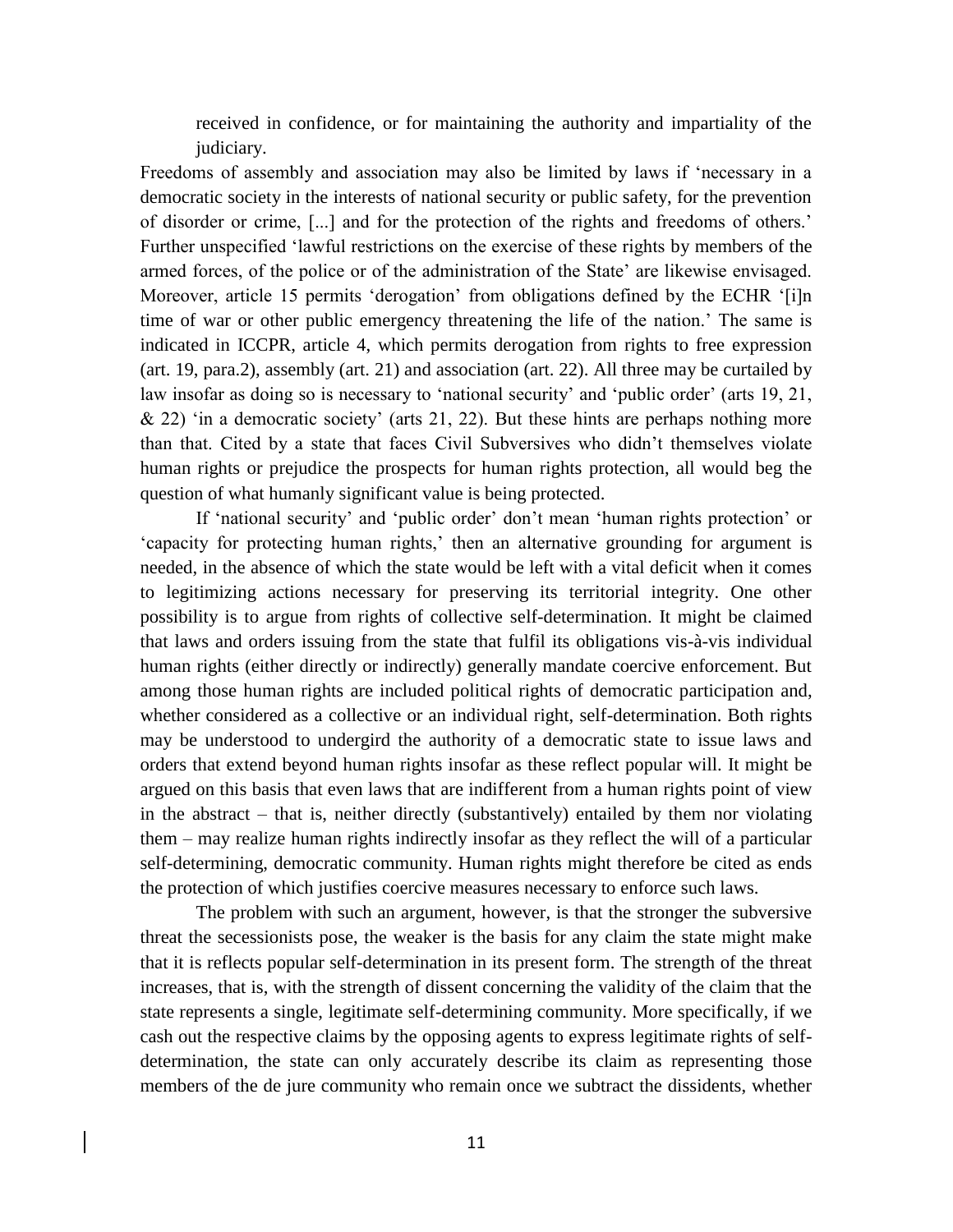received in confidence, or for maintaining the authority and impartiality of the judiciary.

Freedoms of assembly and association may also be limited by laws if 'necessary in a democratic society in the interests of national security or public safety, for the prevention of disorder or crime, [...] and for the protection of the rights and freedoms of others.' Further unspecified 'lawful restrictions on the exercise of these rights by members of the armed forces, of the police or of the administration of the State' are likewise envisaged. Moreover, article 15 permits 'derogation' from obligations defined by the ECHR '[i]n time of war or other public emergency threatening the life of the nation.' The same is indicated in ICCPR, article 4, which permits derogation from rights to free expression (art. 19, para.2), assembly (art. 21) and association (art. 22). All three may be curtailed by law insofar as doing so is necessary to 'national security' and 'public order' (arts 19, 21, & 22) 'in a democratic society' (arts 21, 22). But these hints are perhaps nothing more than that. Cited by a state that faces Civil Subversives who didn't themselves violate human rights or prejudice the prospects for human rights protection, all would beg the question of what humanly significant value is being protected.

If 'national security' and 'public order' don't mean 'human rights protection' or 'capacity for protecting human rights,' then an alternative grounding for argument is needed, in the absence of which the state would be left with a vital deficit when it comes to legitimizing actions necessary for preserving its territorial integrity. One other possibility is to argue from rights of collective self-determination. It might be claimed that laws and orders issuing from the state that fulfil its obligations vis-à-vis individual human rights (either directly or indirectly) generally mandate coercive enforcement. But among those human rights are included political rights of democratic participation and, whether considered as a collective or an individual right, self-determination. Both rights may be understood to undergird the authority of a democratic state to issue laws and orders that extend beyond human rights insofar as these reflect popular will. It might be argued on this basis that even laws that are indifferent from a human rights point of view in the abstract – that is, neither directly (substantively) entailed by them nor violating them – may realize human rights indirectly insofar as they reflect the will of a particular self-determining, democratic community. Human rights might therefore be cited as ends the protection of which justifies coercive measures necessary to enforce such laws.

The problem with such an argument, however, is that the stronger the subversive threat the secessionists pose, the weaker is the basis for any claim the state might make that it is reflects popular self-determination in its present form. The strength of the threat increases, that is, with the strength of dissent concerning the validity of the claim that the state represents a single, legitimate self-determining community. More specifically, if we cash out the respective claims by the opposing agents to express legitimate rights of self-determination, the state can only accurately describe its claim as representing those members of the de jure community who remain once we subtract the dissidents, whether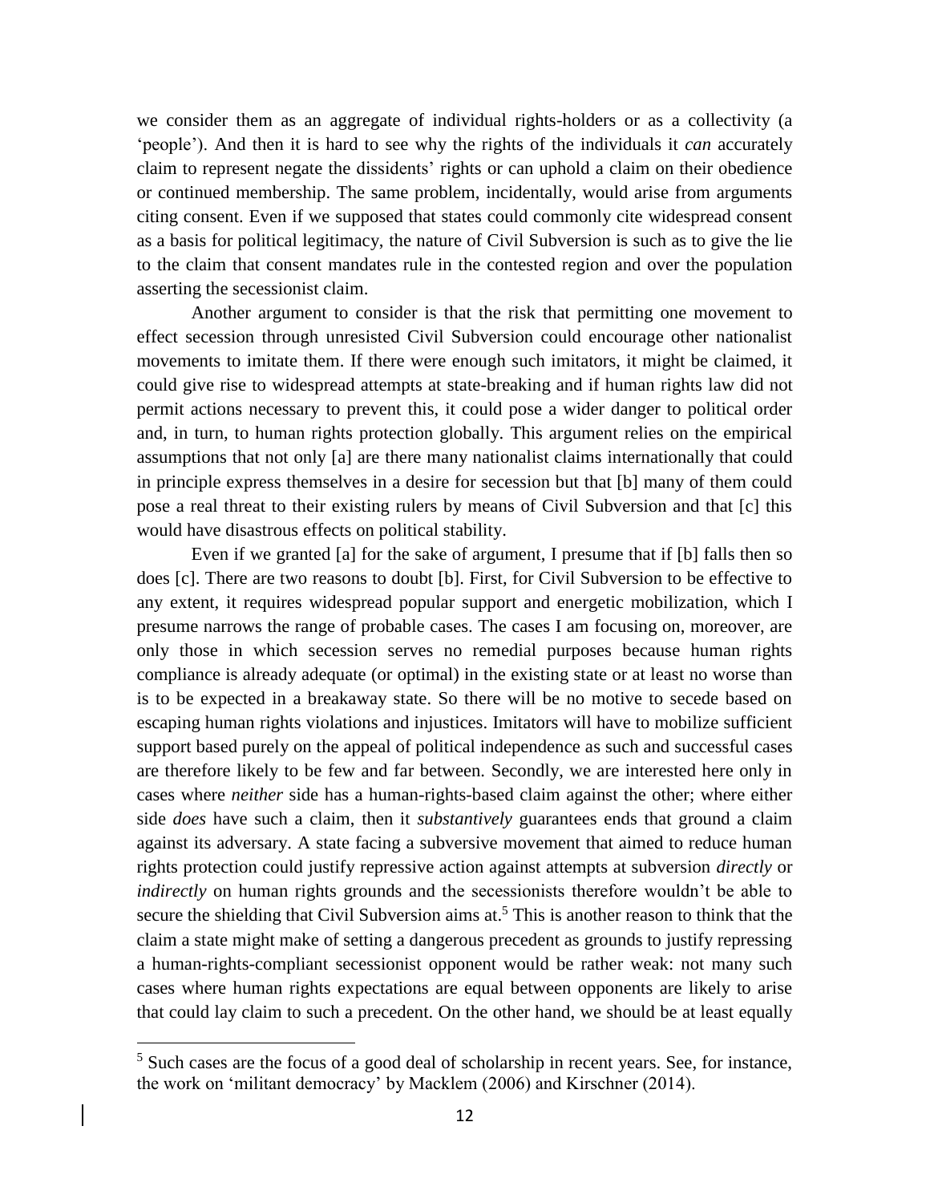we consider them as an aggregate of individual rights-holders or as a collectivity (a 'people'). And then it is hard to see why the rights of the individuals it *can* accurately claim to represent negate the dissidents' rights or can uphold a claim on their obedience or continued membership. The same problem, incidentally, would arise from arguments citing consent. Even if we supposed that states could commonly cite widespread consent as a basis for political legitimacy, the nature of Civil Subversion is such as to give the lie to the claim that consent mandates rule in the contested region and over the population asserting the secessionist claim.

Another argument to consider is that the risk that permitting one movement to effect secession through unresisted Civil Subversion could encourage other nationalist movements to imitate them. If there were enough such imitators, it might be claimed, it could give rise to widespread attempts at state-breaking and if human rights law did not permit actions necessary to prevent this, it could pose a wider danger to political order and, in turn, to human rights protection globally. This argument relies on the empirical assumptions that not only [a] are there many nationalist claims internationally that could in principle express themselves in a desire for secession but that [b] many of them could pose a real threat to their existing rulers by means of Civil Subversion and that [c] this would have disastrous effects on political stability.

Even if we granted [a] for the sake of argument, I presume that if [b] falls then so does [c]. There are two reasons to doubt [b]. First, for Civil Subversion to be effective to any extent, it requires widespread popular support and energetic mobilization, which I presume narrows the range of probable cases. The cases I am focusing on, moreover, are only those in which secession serves no remedial purposes because human rights compliance is already adequate (or optimal) in the existing state or at least no worse than is to be expected in a breakaway state. So there will be no motive to secede based on escaping human rights violations and injustices. Imitators will have to mobilize sufficient support based purely on the appeal of political independence as such and successful cases are therefore likely to be few and far between. Secondly, we are interested here only in cases where *neither* side has a human-rights-based claim against the other; where either side *does* have such a claim, then it *substantively* guarantees ends that ground a claim against its adversary. A state facing a subversive movement that aimed to reduce human rights protection could justify repressive action against attempts at subversion *directly* or *indirectly* on human rights grounds and the secessionists therefore wouldn't be able to secure the shielding that Civil Subversion aims at.[5] This is another reason to think that the claim a state might make of setting a dangerous precedent as grounds to justify repressing a human-rights-compliant secessionist opponent would be rather weak: not many such cases where human rights expectations are equal between opponents are likely to arise that could lay claim to such a precedent. On the other hand, we should be at least equally

[5] Such cases are the focus of a good deal of scholarship in recent years. See, for instance, the work on 'militant democracy' by Macklem (2006) and Kirschner (2014).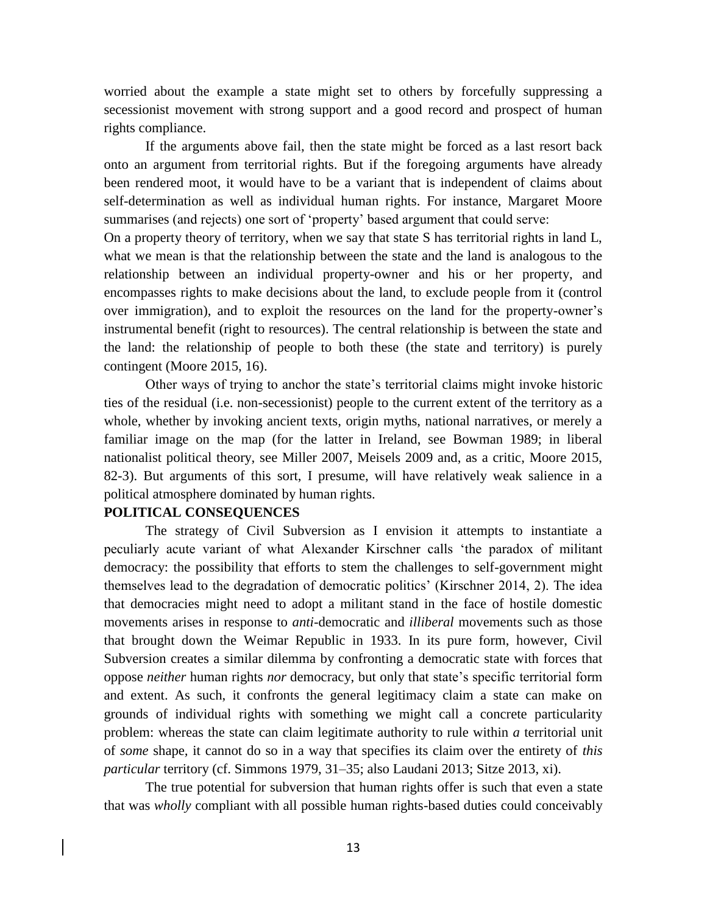worried about the example a state might set to others by forcefully suppressing a secessionist movement with strong support and a good record and prospect of human rights compliance.

If the arguments above fail, then the state might be forced as a last resort back onto an argument from territorial rights. But if the foregoing arguments have already been rendered moot, it would have to be a variant that is independent of claims about self-determination as well as individual human rights. For instance, Margaret Moore summarises (and rejects) one sort of 'property' based argument that could serve:

On a property theory of territory, when we say that state S has territorial rights in land L, what we mean is that the relationship between the state and the land is analogous to the relationship between an individual property-owner and his or her property, and encompasses rights to make decisions about the land, to exclude people from it (control over immigration), and to exploit the resources on the land for the property-owner's instrumental benefit (right to resources). The central relationship is between the state and the land: the relationship of people to both these (the state and territory) is purely contingent (Moore 2015, 16).

Other ways of trying to anchor the state's territorial claims might invoke historic ties of the residual (i.e. non-secessionist) people to the current extent of the territory as a whole, whether by invoking ancient texts, origin myths, national narratives, or merely a familiar image on the map (for the latter in Ireland, see Bowman 1989; in liberal nationalist political theory, see Miller 2007, Meisels 2009 and, as a critic, Moore 2015, 82-3). But arguments of this sort, I presume, will have relatively weak salience in a political atmosphere dominated by human rights.

**POLITICAL CONSEQUENCES**

The strategy of Civil Subversion as I envision it attempts to instantiate a peculiarly acute variant of what Alexander Kirschner calls 'the paradox of militant democracy: the possibility that efforts to stem the challenges to self-government might themselves lead to the degradation of democratic politics' (Kirschner 2014, 2). The idea that democracies might need to adopt a militant stand in the face of hostile domestic movements arises in response to *anti*-democratic and *illiberal* movements such as those that brought down the Weimar Republic in 1933. In its pure form, however, Civil Subversion creates a similar dilemma by confronting a democratic state with forces that oppose *neither* human rights *nor* democracy, but only that state's specific territorial form and extent. As such, it confronts the general legitimacy claim a state can make on grounds of individual rights with something we might call a concrete particularity problem: whereas the state can claim legitimate authority to rule within *a* territorial unit of *some* shape, it cannot do so in a way that specifies its claim over the entirety of *this particular* territory (cf. Simmons 1979, 31–35; also Laudani 2013; Sitze 2013, xi).

The true potential for subversion that human rights offer is such that even a state that was *wholly* compliant with all possible human rights-based duties could conceivably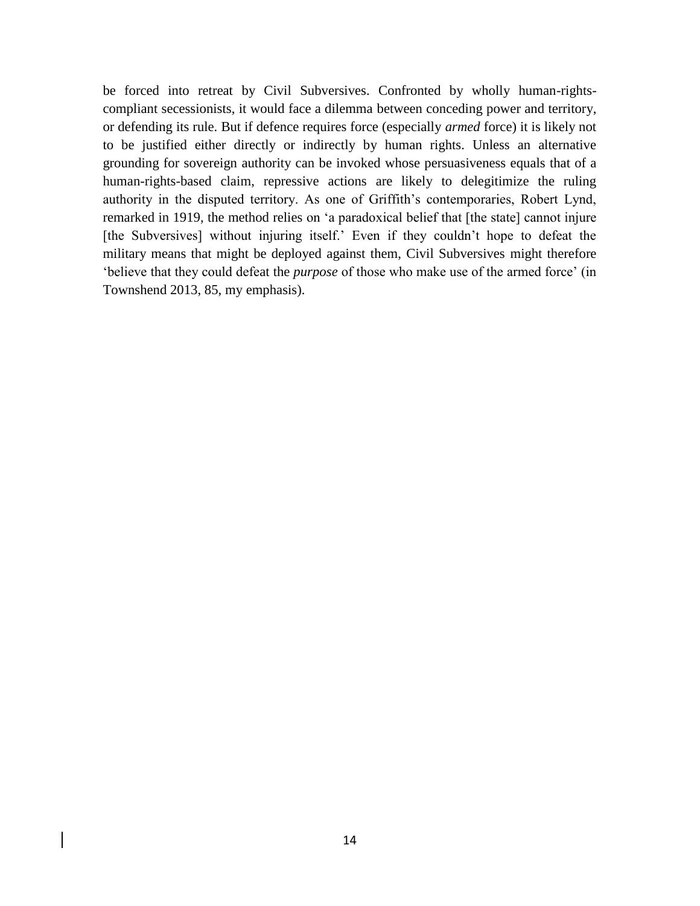be forced into retreat by Civil Subversives. Confronted by wholly human-rights-compliant secessionists, it would face a dilemma between conceding power and territory, or defending its rule. But if defence requires force (especially *armed* force) it is likely not to be justified either directly or indirectly by human rights. Unless an alternative grounding for sovereign authority can be invoked whose persuasiveness equals that of a human-rights-based claim, repressive actions are likely to delegitimize the ruling authority in the disputed territory. As one of Griffith's contemporaries, Robert Lynd, remarked in 1919, the method relies on 'a paradoxical belief that [the state] cannot injure [the Subversives] without injuring itself.' Even if they couldn't hope to defeat the military means that might be deployed against them, Civil Subversives might therefore 'believe that they could defeat the *purpose* of those who make use of the armed force' (in Townshend 2013, 85, my emphasis).